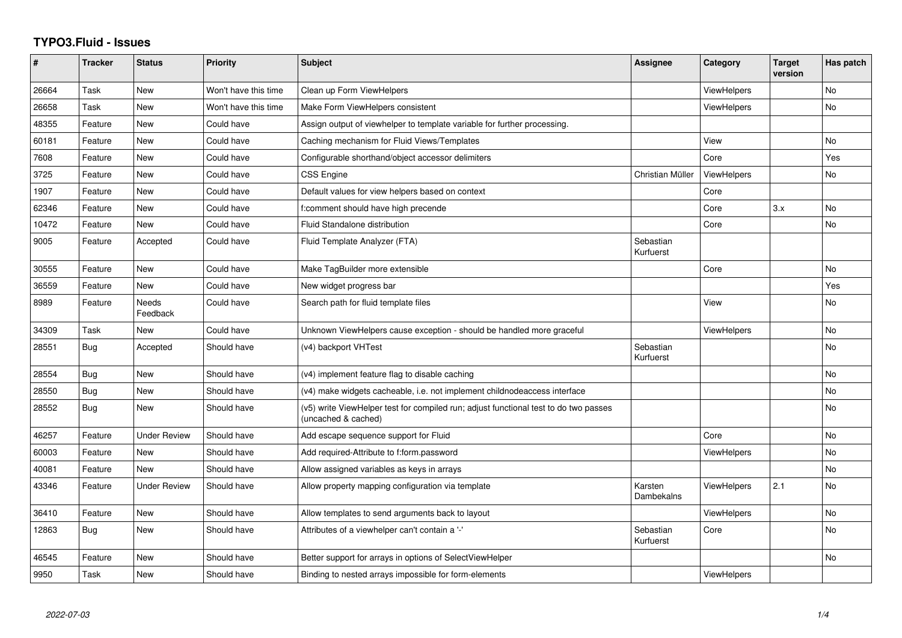# TYPO3.Fluid - Issues

| # | Tracker | Status | Priority | Subject | Assignee | Category | Target version | Has patch |
|---|---|---|---|---|---|---|---|---|
| 26664 | Task | New | Won't have this time | Clean up Form ViewHelpers | | ViewHelpers | | No |
| 26658 | Task | New | Won't have this time | Make Form ViewHelpers consistent | | ViewHelpers | | No |
| 48355 | Feature | New | Could have | Assign output of viewhelper to template variable for further processing. | | | | |
| 60181 | Feature | New | Could have | Caching mechanism for Fluid Views/Templates | | View | | No |
| 7608 | Feature | New | Could have | Configurable shorthand/object accessor delimiters | | Core | | Yes |
| 3725 | Feature | New | Could have | CSS Engine | Christian Müller | ViewHelpers | | No |
| 1907 | Feature | New | Could have | Default values for view helpers based on context | | Core | | |
| 62346 | Feature | New | Could have | f:comment should have high precende | | Core | 3.x | No |
| 10472 | Feature | New | Could have | Fluid Standalone distribution | | Core | | No |
| 9005 | Feature | Accepted | Could have | Fluid Template Analyzer (FTA) | Sebastian Kurfuerst | | | |
| 30555 | Feature | New | Could have | Make TagBuilder more extensible | | Core | | No |
| 36559 | Feature | New | Could have | New widget progress bar | | | | Yes |
| 8989 | Feature | Needs Feedback | Could have | Search path for fluid template files | | View | | No |
| 34309 | Task | New | Could have | Unknown ViewHelpers cause exception - should be handled more graceful | | ViewHelpers | | No |
| 28551 | Bug | Accepted | Should have | (v4) backport VHTest | Sebastian Kurfuerst | | | No |
| 28554 | Bug | New | Should have | (v4) implement feature flag to disable caching | | | | No |
| 28550 | Bug | New | Should have | (v4) make widgets cacheable, i.e. not implement childnodeaccess interface | | | | No |
| 28552 | Bug | New | Should have | (v5) write ViewHelper test for compiled run; adjust functional test to do two passes (uncached & cached) | | | | No |
| 46257 | Feature | Under Review | Should have | Add escape sequence support for Fluid | | Core | | No |
| 60003 | Feature | New | Should have | Add required-Attribute to f:form.password | | ViewHelpers | | No |
| 40081 | Feature | New | Should have | Allow assigned variables as keys in arrays | | | | No |
| 43346 | Feature | Under Review | Should have | Allow property mapping configuration via template | Karsten Dambekalns | ViewHelpers | 2.1 | No |
| 36410 | Feature | New | Should have | Allow templates to send arguments back to layout | | ViewHelpers | | No |
| 12863 | Bug | New | Should have | Attributes of a viewhelper can't contain a '-' | Sebastian Kurfuerst | Core | | No |
| 46545 | Feature | New | Should have | Better support for arrays in options of SelectViewHelper | | | | No |
| 9950 | Task | New | Should have | Binding to nested arrays impossible for form-elements | | ViewHelpers | | |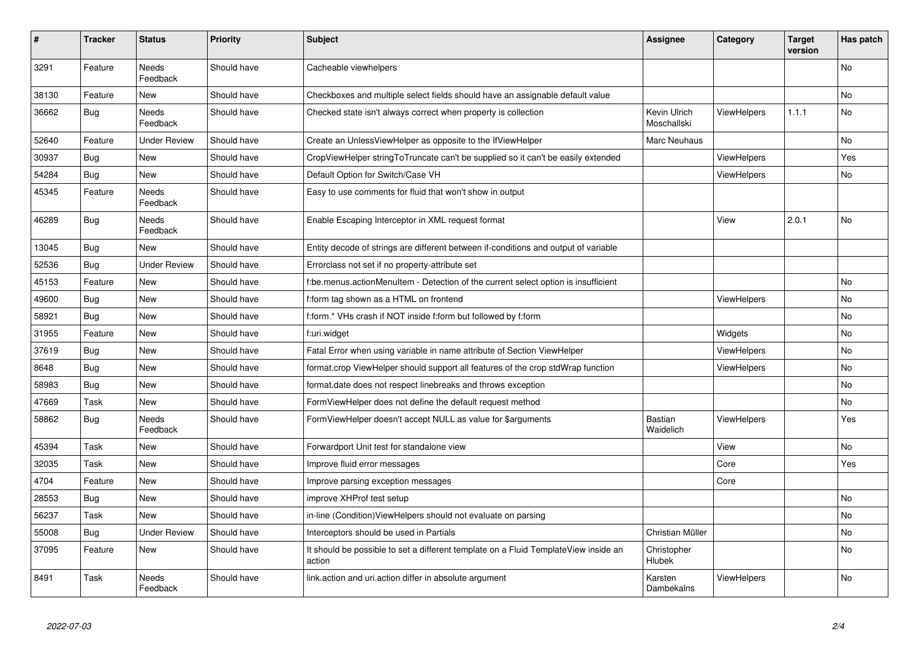| # | Tracker | Status | Priority | Subject | Assignee | Category | Target version | Has patch |
|---|---|---|---|---|---|---|---|---|
| 3291 | Feature | Needs Feedback | Should have | Cacheable viewhelpers | | | | No |
| 38130 | Feature | New | Should have | Checkboxes and multiple select fields should have an assignable default value | | | | No |
| 36662 | Bug | Needs Feedback | Should have | Checked state isn't always correct when property is collection | Kevin Ulrich Moschallski | ViewHelpers | 1.1.1 | No |
| 52640 | Feature | Under Review | Should have | Create an UnlessViewHelper as opposite to the IfViewHelper | Marc Neuhaus | | | No |
| 30937 | Bug | New | Should have | CropViewHelper stringToTruncate can't be supplied so it can't be easily extended | | ViewHelpers | | Yes |
| 54284 | Bug | New | Should have | Default Option for Switch/Case VH | | ViewHelpers | | No |
| 45345 | Feature | Needs Feedback | Should have | Easy to use comments for fluid that won't show in output | | | | |
| 46289 | Bug | Needs Feedback | Should have | Enable Escaping Interceptor in XML request format | | View | 2.0.1 | No |
| 13045 | Bug | New | Should have | Entity decode of strings are different between if-conditions and output of variable | | | | |
| 52536 | Bug | Under Review | Should have | Errorclass not set if no property-attribute set | | | | |
| 45153 | Feature | New | Should have | f:be.menus.actionMenuItem - Detection of the current select option is insufficient | | | | No |
| 49600 | Bug | New | Should have | f:form tag shown as a HTML on frontend | | ViewHelpers | | No |
| 58921 | Bug | New | Should have | f:form.* VHs crash if NOT inside f:form but followed by f:form | | | | No |
| 31955 | Feature | New | Should have | f:uri.widget | | Widgets | | No |
| 37619 | Bug | New | Should have | Fatal Error when using variable in name attribute of Section ViewHelper | | ViewHelpers | | No |
| 8648 | Bug | New | Should have | format.crop ViewHelper should support all features of the crop stdWrap function | | ViewHelpers | | No |
| 58983 | Bug | New | Should have | format.date does not respect linebreaks and throws exception | | | | No |
| 47669 | Task | New | Should have | FormViewHelper does not define the default request method | | | | No |
| 58862 | Bug | Needs Feedback | Should have | FormViewHelper doesn't accept NULL as value for $arguments | Bastian Waidelich | ViewHelpers | | Yes |
| 45394 | Task | New | Should have | Forwardport Unit test for standalone view | | View | | No |
| 32035 | Task | New | Should have | Improve fluid error messages | | Core | | Yes |
| 4704 | Feature | New | Should have | Improve parsing exception messages | | Core | | |
| 28553 | Bug | New | Should have | improve XHProf test setup | | | | No |
| 56237 | Task | New | Should have | in-line (Condition)ViewHelpers should not evaluate on parsing | | | | No |
| 55008 | Bug | Under Review | Should have | Interceptors should be used in Partials | Christian Müller | | | No |
| 37095 | Feature | New | Should have | It should be possible to set a different template on a Fluid TemplateView inside an action | Christopher Hlubek | | | No |
| 8491 | Task | Needs Feedback | Should have | link.action and uri.action differ in absolute argument | Karsten Dambekalns | ViewHelpers | | No |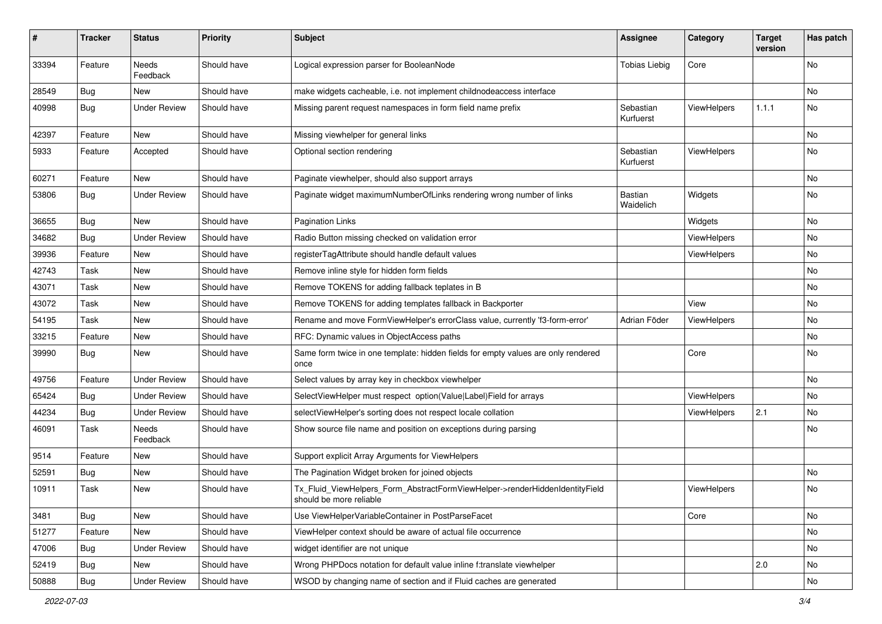| # | Tracker | Status | Priority | Subject | Assignee | Category | Target version | Has patch |
|---|---|---|---|---|---|---|---|---|
| 33394 | Feature | Needs Feedback | Should have | Logical expression parser for BooleanNode | Tobias Liebig | Core | | No |
| 28549 | Bug | New | Should have | make widgets cacheable, i.e. not implement childnodeaccess interface | | | | No |
| 40998 | Bug | Under Review | Should have | Missing parent request namespaces in form field name prefix | Sebastian Kurfuerst | ViewHelpers | 1.1.1 | No |
| 42397 | Feature | New | Should have | Missing viewhelper for general links | | | | No |
| 5933 | Feature | Accepted | Should have | Optional section rendering | Sebastian Kurfuerst | ViewHelpers | | No |
| 60271 | Feature | New | Should have | Paginate viewhelper, should also support arrays | | | | No |
| 53806 | Bug | Under Review | Should have | Paginate widget maximumNumberOfLinks rendering wrong number of links | Bastian Waidelich | Widgets | | No |
| 36655 | Bug | New | Should have | Pagination Links | | Widgets | | No |
| 34682 | Bug | Under Review | Should have | Radio Button missing checked on validation error | | ViewHelpers | | No |
| 39936 | Feature | New | Should have | registerTagAttribute should handle default values | | ViewHelpers | | No |
| 42743 | Task | New | Should have | Remove inline style for hidden form fields | | | | No |
| 43071 | Task | New | Should have | Remove TOKENS for adding fallback teplates in B | | | | No |
| 43072 | Task | New | Should have | Remove TOKENS for adding templates fallback in Backporter | | View | | No |
| 54195 | Task | New | Should have | Rename and move FormViewHelper's errorClass value, currently 'f3-form-error' | Adrian Föder | ViewHelpers | | No |
| 33215 | Feature | New | Should have | RFC: Dynamic values in ObjectAccess paths | | | | No |
| 39990 | Bug | New | Should have | Same form twice in one template: hidden fields for empty values are only rendered once | | Core | | No |
| 49756 | Feature | Under Review | Should have | Select values by array key in checkbox viewhelper | | | | No |
| 65424 | Bug | Under Review | Should have | SelectViewHelper must respect option(Value\|Label)Field for arrays | | ViewHelpers | | No |
| 44234 | Bug | Under Review | Should have | selectViewHelper's sorting does not respect locale collation | | ViewHelpers | 2.1 | No |
| 46091 | Task | Needs Feedback | Should have | Show source file name and position on exceptions during parsing | | | | No |
| 9514 | Feature | New | Should have | Support explicit Array Arguments for ViewHelpers | | | | |
| 52591 | Bug | New | Should have | The Pagination Widget broken for joined objects | | | | No |
| 10911 | Task | New | Should have | Tx_Fluid_ViewHelpers_Form_AbstractFormViewHelper->renderHiddenIdentityField should be more reliable | | ViewHelpers | | No |
| 3481 | Bug | New | Should have | Use ViewHelperVariableContainer in PostParseFacet | | Core | | No |
| 51277 | Feature | New | Should have | ViewHelper context should be aware of actual file occurrence | | | | No |
| 47006 | Bug | Under Review | Should have | widget identifier are not unique | | | | No |
| 52419 | Bug | New | Should have | Wrong PHPDocs notation for default value inline f:translate viewhelper | | | 2.0 | No |
| 50888 | Bug | Under Review | Should have | WSOD by changing name of section and if Fluid caches are generated | | | | No |

*2022-07-03*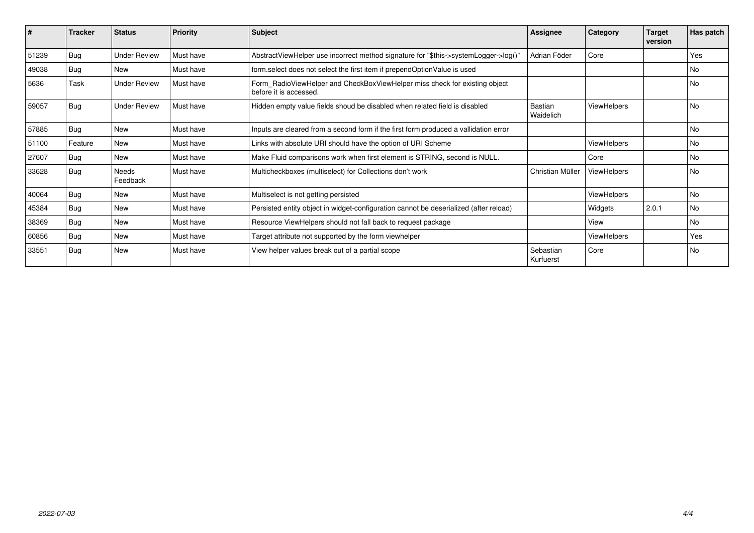| # | Tracker | Status | Priority | Subject | Assignee | Category | Target version | Has patch |
|---|---|---|---|---|---|---|---|---|
| 51239 | Bug | Under Review | Must have | AbstractViewHelper use incorrect method signature for "$this->systemLogger->log()" | Adrian Föder | Core | | Yes |
| 49038 | Bug | New | Must have | form.select does not select the first item if prependOptionValue is used | | | | No |
| 5636 | Task | Under Review | Must have | Form_RadioViewHelper and CheckBoxViewHelper miss check for existing object before it is accessed. | | | | No |
| 59057 | Bug | Under Review | Must have | Hidden empty value fields shoud be disabled when related field is disabled | Bastian Waidelich | ViewHelpers | | No |
| 57885 | Bug | New | Must have | Inputs are cleared from a second form if the first form produced a vallidation error | | | | No |
| 51100 | Feature | New | Must have | Links with absolute URI should have the option of URI Scheme | | ViewHelpers | | No |
| 27607 | Bug | New | Must have | Make Fluid comparisons work when first element is STRING, second is NULL. | | Core | | No |
| 33628 | Bug | Needs Feedback | Must have | Multicheckboxes (multiselect) for Collections don't work | Christian Müller | ViewHelpers | | No |
| 40064 | Bug | New | Must have | Multiselect is not getting persisted | | ViewHelpers | | No |
| 45384 | Bug | New | Must have | Persisted entity object in widget-configuration cannot be deserialized (after reload) | | Widgets | 2.0.1 | No |
| 38369 | Bug | New | Must have | Resource ViewHelpers should not fall back to request package | | View | | No |
| 60856 | Bug | New | Must have | Target attribute not supported by the form viewhelper | | ViewHelpers | | Yes |
| 33551 | Bug | New | Must have | View helper values break out of a partial scope | Sebastian Kurfuerst | Core | | No |

*2022-07-03*